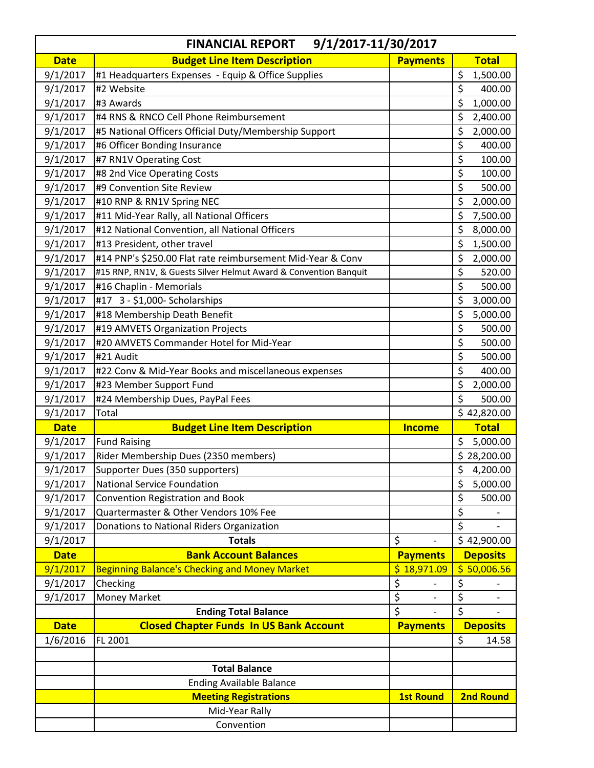| FINANCIAL REPORT 9/1/2017-11/30/2017 | | | |
|---|---|---|---|
| **Date** | **Budget Line Item Description** | **Payments** | **Total** |
| 9/1/2017 | #1 Headquarters Expenses - Equip & Office Supplies | | $ 1,500.00 |
| 9/1/2017 | #2 Website | | $ 400.00 |
| 9/1/2017 | #3 Awards | | $ 1,000.00 |
| 9/1/2017 | #4 RNS & RNCO Cell Phone Reimbursement | | $ 2,400.00 |
| 9/1/2017 | #5 National Officers Official Duty/Membership Support | | $ 2,000.00 |
| 9/1/2017 | #6 Officer Bonding Insurance | | $ 400.00 |
| 9/1/2017 | #7 RN1V Operating Cost | | $ 100.00 |
| 9/1/2017 | #8 2nd Vice Operating Costs | | $ 100.00 |
| 9/1/2017 | #9 Convention Site Review | | $ 500.00 |
| 9/1/2017 | #10 RNP & RN1V Spring NEC | | $ 2,000.00 |
| 9/1/2017 | #11 Mid-Year Rally, all National Officers | | $ 7,500.00 |
| 9/1/2017 | #12 National Convention, all National Officers | | $ 8,000.00 |
| 9/1/2017 | #13 President, other travel | | $ 1,500.00 |
| 9/1/2017 | #14 PNP's $250.00 Flat rate reimbursement Mid-Year & Conv | | $ 2,000.00 |
| 9/1/2017 | #15 RNP, RN1V, & Guests Silver Helmut Award & Convention Banquit | | $ 520.00 |
| 9/1/2017 | #16 Chaplin - Memorials | | $ 500.00 |
| 9/1/2017 | #17 3 - $1,000- Scholarships | | $ 3,000.00 |
| 9/1/2017 | #18 Membership Death Benefit | | $ 5,000.00 |
| 9/1/2017 | #19 AMVETS Organization Projects | | $ 500.00 |
| 9/1/2017 | #20 AMVETS Commander Hotel for Mid-Year | | $ 500.00 |
| 9/1/2017 | #21 Audit | | $ 500.00 |
| 9/1/2017 | #22 Conv & Mid-Year Books and miscellaneous expenses | | $ 400.00 |
| 9/1/2017 | #23 Member Support Fund | | $ 2,000.00 |
| 9/1/2017 | #24 Membership Dues, PayPal Fees | | $ 500.00 |
| 9/1/2017 | Total | | $ 42,820.00 |
| **Date** | **Budget Line Item Description** | **Income** | **Total** |
| 9/1/2017 | Fund Raising | | $ 5,000.00 |
| 9/1/2017 | Rider Membership Dues (2350 members) | | $ 28,200.00 |
| 9/1/2017 | Supporter Dues (350 supporters) | | $ 4,200.00 |
| 9/1/2017 | National Service Foundation | | $ 5,000.00 |
| 9/1/2017 | Convention Registration and Book | | $ 500.00 |
| 9/1/2017 | Quartermaster & Other Vendors 10% Fee | | $ - |
| 9/1/2017 | Donations to National Riders Organization | | $ - |
| 9/1/2017 | **Totals** | $ - | $ 42,900.00 |
| **Date** | **Bank Account Balances** | **Payments** | **Deposits** |
| 9/1/2017 | Beginning Balance's Checking and Money Market | $ 18,971.09 | $ 50,006.56 |
| 9/1/2017 | Checking | $ - | $ - |
| 9/1/2017 | Money Market | $ - | $ - |
| | **Ending Total Balance** | $ - | $ - |
| **Date** | **Closed Chapter Funds In US Bank Account** | **Payments** | **Deposits** |
| 1/6/2016 | FL 2001 | | $ 14.58 |
| | | | |
| | **Total Balance** | | |
| | Ending Available Balance | | |
| | **Meeting Registrations** | **1st Round** | **2nd Round** |
| | Mid-Year Rally | | |
| | Convention | | |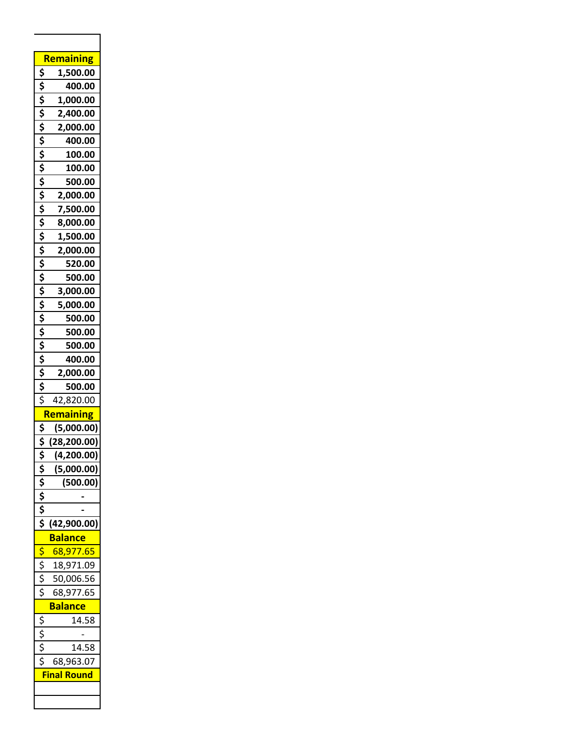| |
|---|
| |
| **Remaining** |
| $ 1,500.00 |
| $ 400.00 |
| $ 1,000.00 |
| $ 2,400.00 |
| $ 2,000.00 |
| $ 400.00 |
| $ 100.00 |
| $ 100.00 |
| $ 500.00 |
| $ 2,000.00 |
| $ 7,500.00 |
| $ 8,000.00 |
| $ 1,500.00 |
| $ 2,000.00 |
| $ 520.00 |
| $ 500.00 |
| $ 3,000.00 |
| $ 5,000.00 |
| $ 500.00 |
| $ 500.00 |
| $ 500.00 |
| $ 400.00 |
| $ 2,000.00 |
| $ 500.00 |
| $ 42,820.00 |
| **Remaining** |
| $ (5,000.00) |
| $ (28,200.00) |
| $ (4,200.00) |
| $ (5,000.00) |
| $ (500.00) |
| $ - |
| $ - |
| $ (42,900.00) |
| **Balance** |
| $ 68,977.65 |
| $ 18,971.09 |
| $ 50,006.56 |
| $ 68,977.65 |
| **Balance** |
| $ 14.58 |
| $ - |
| $ 14.58 |
| $ 68,963.07 |
| **Final Round** |
| |
| |